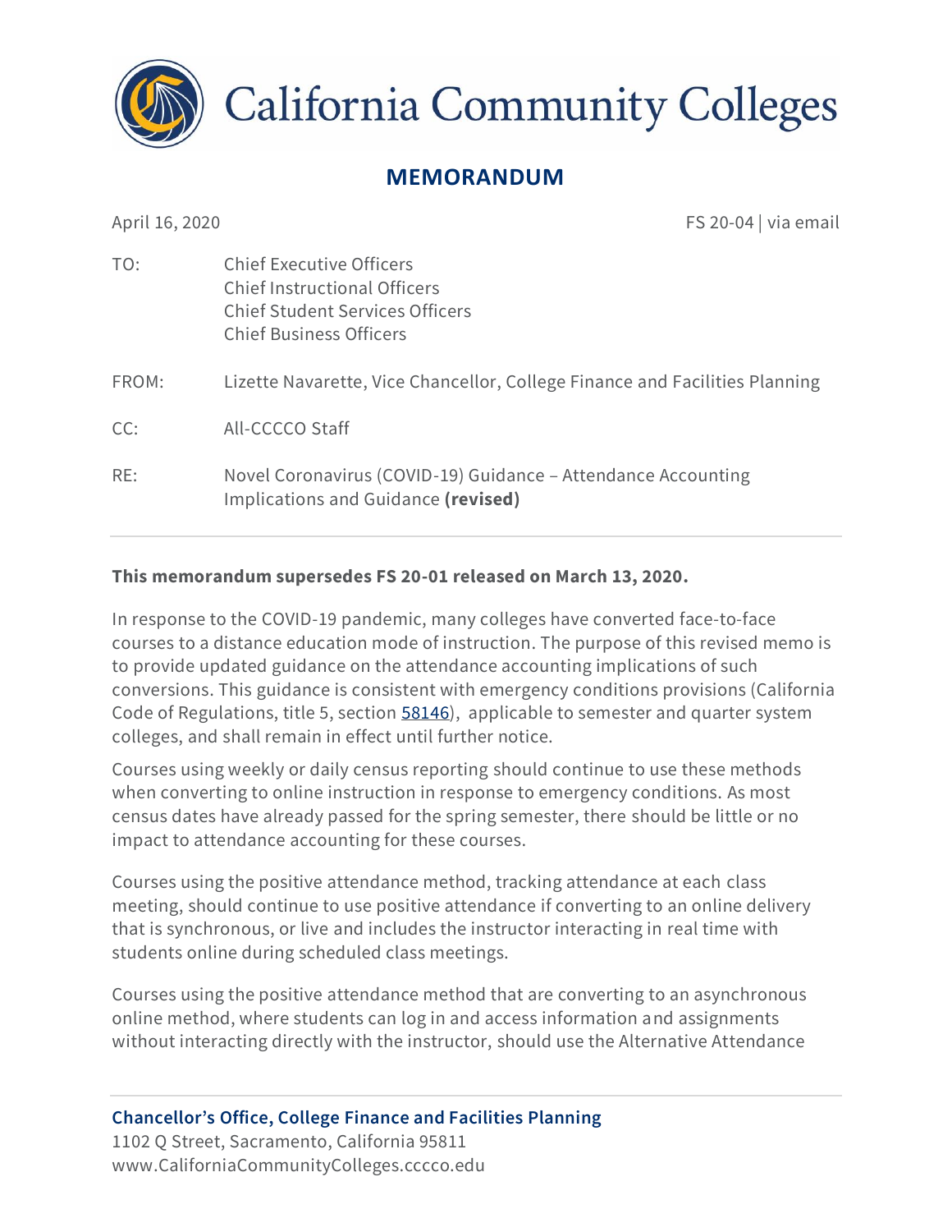# California Community Colleges

## MEMORANDUM

April 16, 2020

FS 20-04 | via email

TO: Chief Executive Officers
Chief Instructional Officers
Chief Student Services Officers
Chief Business Officers

FROM: Lizette Navarette, Vice Chancellor, College Finance and Facilities Planning

CC: All-CCCCO Staff

RE: Novel Coronavirus (COVID-19) Guidance – Attendance Accounting Implications and Guidance **(revised)**

---

**This memorandum supersedes FS 20-01 released on March 13, 2020.**

In response to the COVID-19 pandemic, many colleges have converted face-to-face courses to a distance education mode of instruction. The purpose of this revised memo is to provide updated guidance on the attendance accounting implications of such conversions. This guidance is consistent with emergency conditions provisions (California Code of Regulations, title 5, section 58146), applicable to semester and quarter system colleges, and shall remain in effect until further notice.

Courses using weekly or daily census reporting should continue to use these methods when converting to online instruction in response to emergency conditions. As most census dates have already passed for the spring semester, there should be little or no impact to attendance accounting for these courses.

Courses using the positive attendance method, tracking attendance at each class meeting, should continue to use positive attendance if converting to an online delivery that is synchronous, or live and includes the instructor interacting in real time with students online during scheduled class meetings.

Courses using the positive attendance method that are converting to an asynchronous online method, where students can log in and access information and assignments without interacting directly with the instructor, should use the Alternative Attendance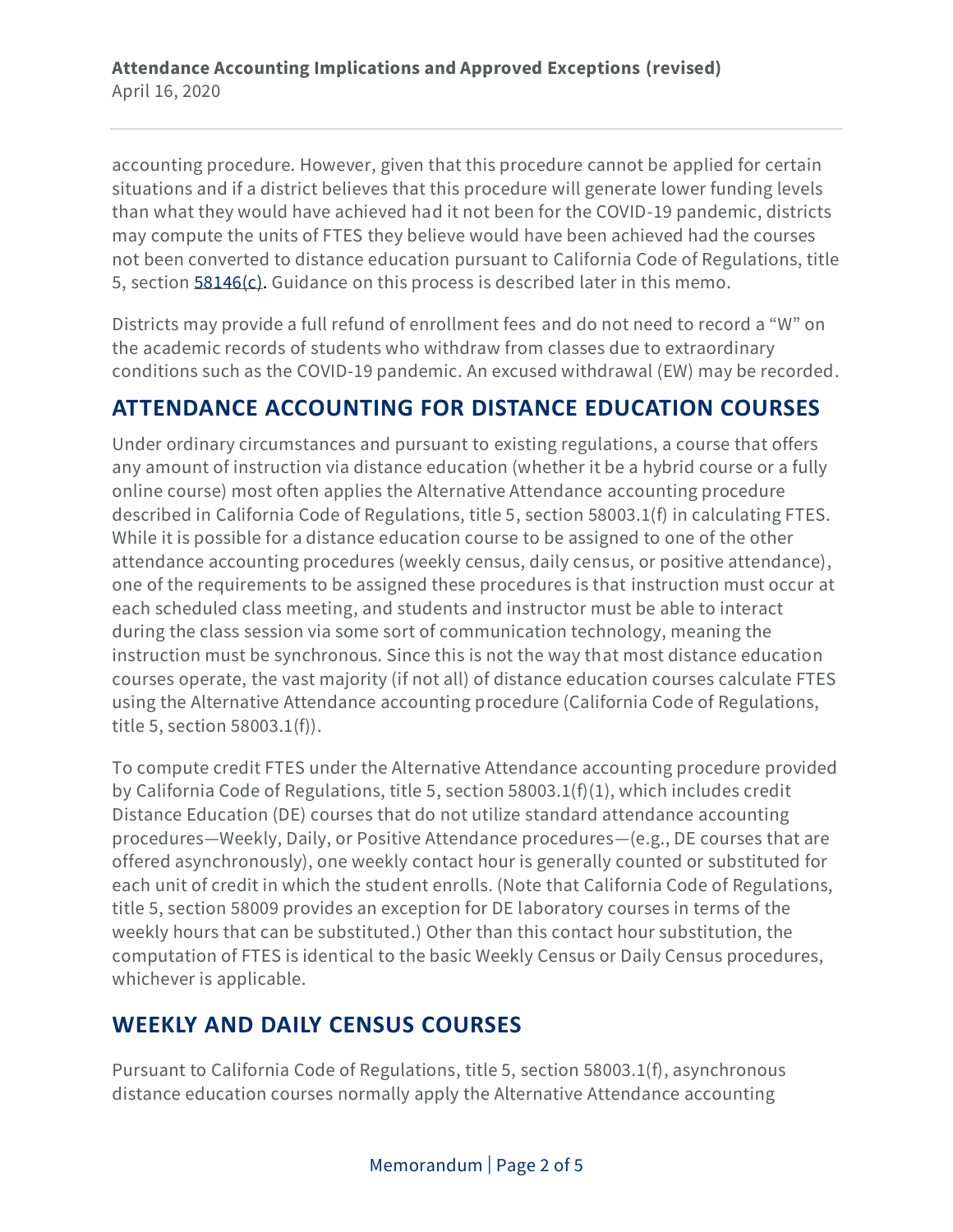accounting procedure. However, given that this procedure cannot be applied for certain situations and if a district believes that this procedure will generate lower funding levels than what they would have achieved had it not been for the COVID-19 pandemic, districts may compute the units of FTES they believe would have been achieved had the courses not been converted to distance education pursuant to California Code of Regulations, title 5, section 58146(c). Guidance on this process is described later in this memo.

Districts may provide a full refund of enrollment fees and do not need to record a "W" on the academic records of students who withdraw from classes due to extraordinary conditions such as the COVID-19 pandemic. An excused withdrawal (EW) may be recorded.

## ATTENDANCE ACCOUNTING FOR DISTANCE EDUCATION COURSES

Under ordinary circumstances and pursuant to existing regulations, a course that offers any amount of instruction via distance education (whether it be a hybrid course or a fully online course) most often applies the Alternative Attendance accounting procedure described in California Code of Regulations, title 5, section 58003.1(f) in calculating FTES. While it is possible for a distance education course to be assigned to one of the other attendance accounting procedures (weekly census, daily census, or positive attendance), one of the requirements to be assigned these procedures is that instruction must occur at each scheduled class meeting, and students and instructor must be able to interact during the class session via some sort of communication technology, meaning the instruction must be synchronous. Since this is not the way that most distance education courses operate, the vast majority (if not all) of distance education courses calculate FTES using the Alternative Attendance accounting procedure (California Code of Regulations, title 5, section 58003.1(f)).

To compute credit FTES under the Alternative Attendance accounting procedure provided by California Code of Regulations, title 5, section 58003.1(f)(1), which includes credit Distance Education (DE) courses that do not utilize standard attendance accounting procedures—Weekly, Daily, or Positive Attendance procedures—(e.g., DE courses that are offered asynchronously), one weekly contact hour is generally counted or substituted for each unit of credit in which the student enrolls. (Note that California Code of Regulations, title 5, section 58009 provides an exception for DE laboratory courses in terms of the weekly hours that can be substituted.) Other than this contact hour substitution, the computation of FTES is identical to the basic Weekly Census or Daily Census procedures, whichever is applicable.

## WEEKLY AND DAILY CENSUS COURSES

Pursuant to California Code of Regulations, title 5, section 58003.1(f), asynchronous distance education courses normally apply the Alternative Attendance accounting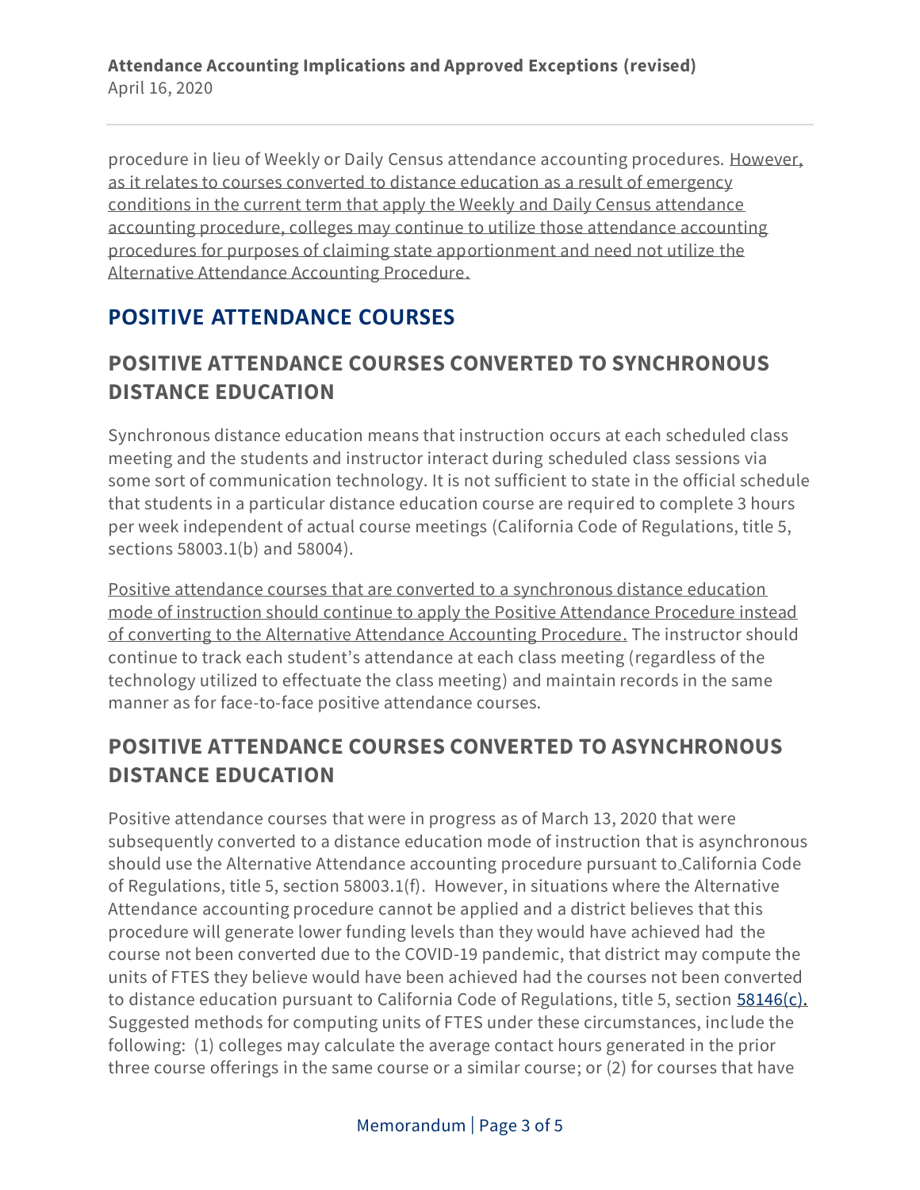procedure in lieu of Weekly or Daily Census attendance accounting procedures. <u>However, as it relates to courses converted to distance education as a result of emergency conditions in the current term that apply the Weekly and Daily Census attendance accounting procedure, colleges may continue to utilize those attendance accounting procedures for purposes of claiming state apportionment and need not utilize the Alternative Attendance Accounting Procedure.</u>

## POSITIVE ATTENDANCE COURSES

### POSITIVE ATTENDANCE COURSES CONVERTED TO SYNCHRONOUS DISTANCE EDUCATION

Synchronous distance education means that instruction occurs at each scheduled class meeting and the students and instructor interact during scheduled class sessions via some sort of communication technology. It is not sufficient to state in the official schedule that students in a particular distance education course are required to complete 3 hours per week independent of actual course meetings (California Code of Regulations, title 5, sections 58003.1(b) and 58004).

<u>Positive attendance courses that are converted to a synchronous distance education mode of instruction should continue to apply the Positive Attendance Procedure instead of converting to the Alternative Attendance Accounting Procedure.</u> The instructor should continue to track each student's attendance at each class meeting (regardless of the technology utilized to effectuate the class meeting) and maintain records in the same manner as for face-to-face positive attendance courses.

### POSITIVE ATTENDANCE COURSES CONVERTED TO ASYNCHRONOUS DISTANCE EDUCATION

Positive attendance courses that were in progress as of March 13, 2020 that were subsequently converted to a distance education mode of instruction that is asynchronous should use the Alternative Attendance accounting procedure pursuant to California Code of Regulations, title 5, section 58003.1(f). However, in situations where the Alternative Attendance accounting procedure cannot be applied and a district believes that this procedure will generate lower funding levels than they would have achieved had the course not been converted due to the COVID-19 pandemic, that district may compute the units of FTES they believe would have been achieved had the courses not been converted to distance education pursuant to California Code of Regulations, title 5, section 58146(c). Suggested methods for computing units of FTES under these circumstances, include the following: (1) colleges may calculate the average contact hours generated in the prior three course offerings in the same course or a similar course; or (2) for courses that have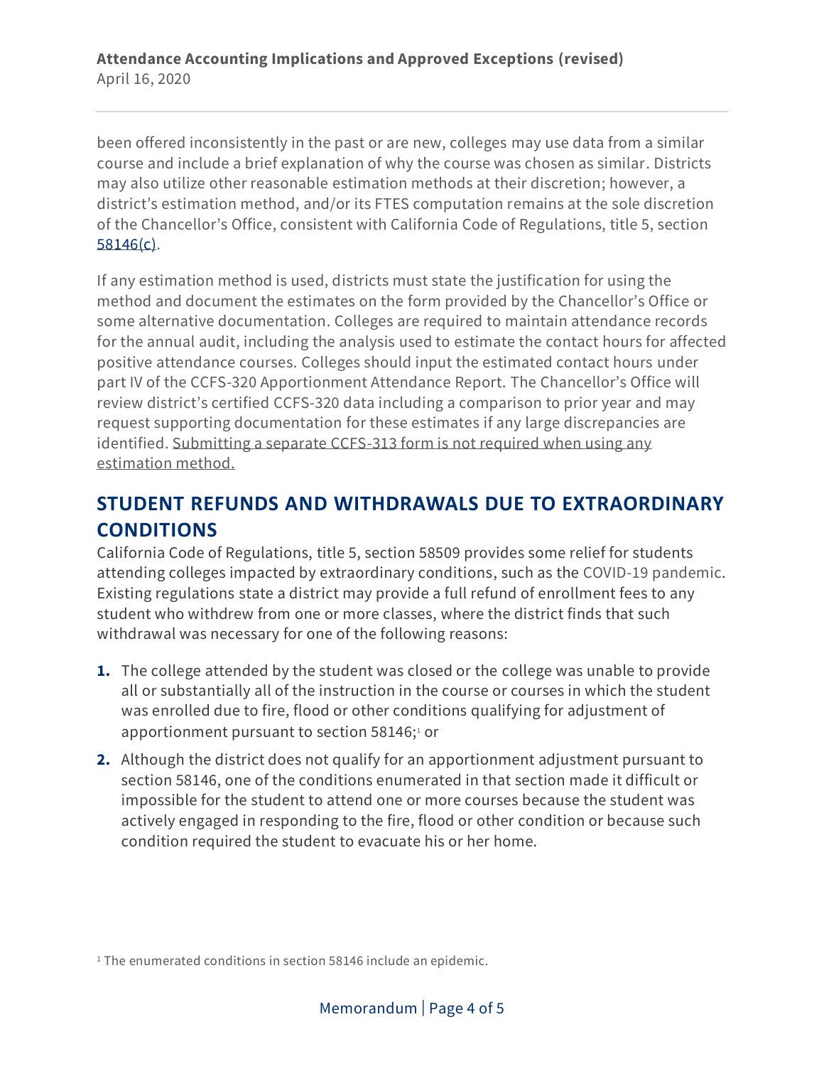been offered inconsistently in the past or are new, colleges may use data from a similar course and include a brief explanation of why the course was chosen as similar. Districts may also utilize other reasonable estimation methods at their discretion; however, a district's estimation method, and/or its FTES computation remains at the sole discretion of the Chancellor's Office, consistent with California Code of Regulations, title 5, section 58146(c).

If any estimation method is used, districts must state the justification for using the method and document the estimates on the form provided by the Chancellor's Office or some alternative documentation. Colleges are required to maintain attendance records for the annual audit, including the analysis used to estimate the contact hours for affected positive attendance courses. Colleges should input the estimated contact hours under part IV of the CCFS-320 Apportionment Attendance Report. The Chancellor's Office will review district's certified CCFS-320 data including a comparison to prior year and may request supporting documentation for these estimates if any large discrepancies are identified. Submitting a separate CCFS-313 form is not required when using any estimation method.

## STUDENT REFUNDS AND WITHDRAWALS DUE TO EXTRAORDINARY CONDITIONS

California Code of Regulations, title 5, section 58509 provides some relief for students attending colleges impacted by extraordinary conditions, such as the COVID-19 pandemic. Existing regulations state a district may provide a full refund of enrollment fees to any student who withdrew from one or more classes, where the district finds that such withdrawal was necessary for one of the following reasons:

1. The college attended by the student was closed or the college was unable to provide all or substantially all of the instruction in the course or courses in which the student was enrolled due to fire, flood or other conditions qualifying for adjustment of apportionment pursuant to section 58146;[1] or
2. Although the district does not qualify for an apportionment adjustment pursuant to section 58146, one of the conditions enumerated in that section made it difficult or impossible for the student to attend one or more courses because the student was actively engaged in responding to the fire, flood or other condition or because such condition required the student to evacuate his or her home.

[1] The enumerated conditions in section 58146 include an epidemic.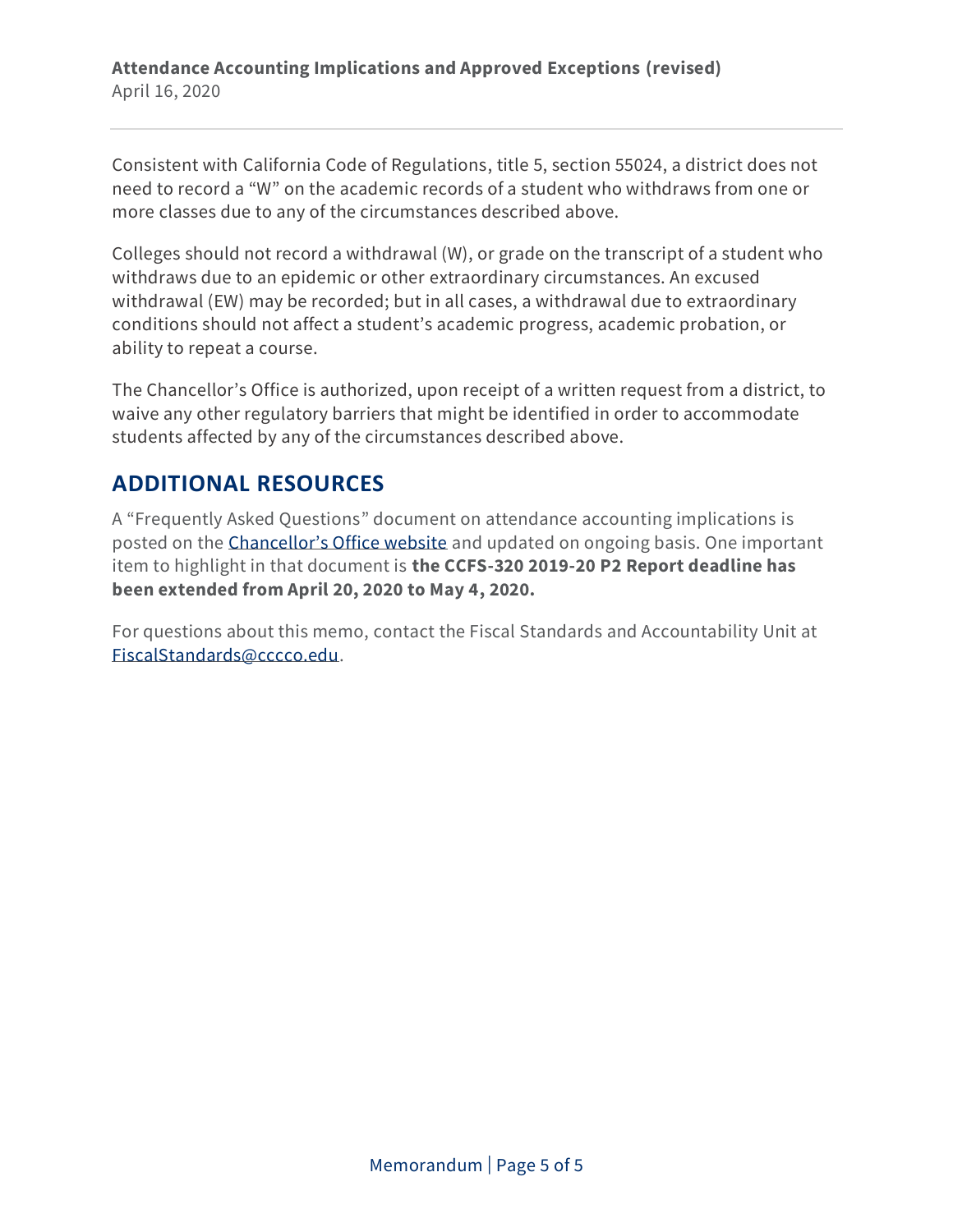Consistent with California Code of Regulations, title 5, section 55024, a district does not need to record a "W" on the academic records of a student who withdraws from one or more classes due to any of the circumstances described above.

Colleges should not record a withdrawal (W), or grade on the transcript of a student who withdraws due to an epidemic or other extraordinary circumstances. An excused withdrawal (EW) may be recorded; but in all cases, a withdrawal due to extraordinary conditions should not affect a student's academic progress, academic probation, or ability to repeat a course.

The Chancellor's Office is authorized, upon receipt of a written request from a district, to waive any other regulatory barriers that might be identified in order to accommodate students affected by any of the circumstances described above.

## ADDITIONAL RESOURCES

A "Frequently Asked Questions" document on attendance accounting implications is posted on the Chancellor's Office website and updated on ongoing basis. One important item to highlight in that document is **the CCFS-320 2019-20 P2 Report deadline has been extended from April 20, 2020 to May 4, 2020.**

For questions about this memo, contact the Fiscal Standards and Accountability Unit at FiscalStandards@cccco.edu.